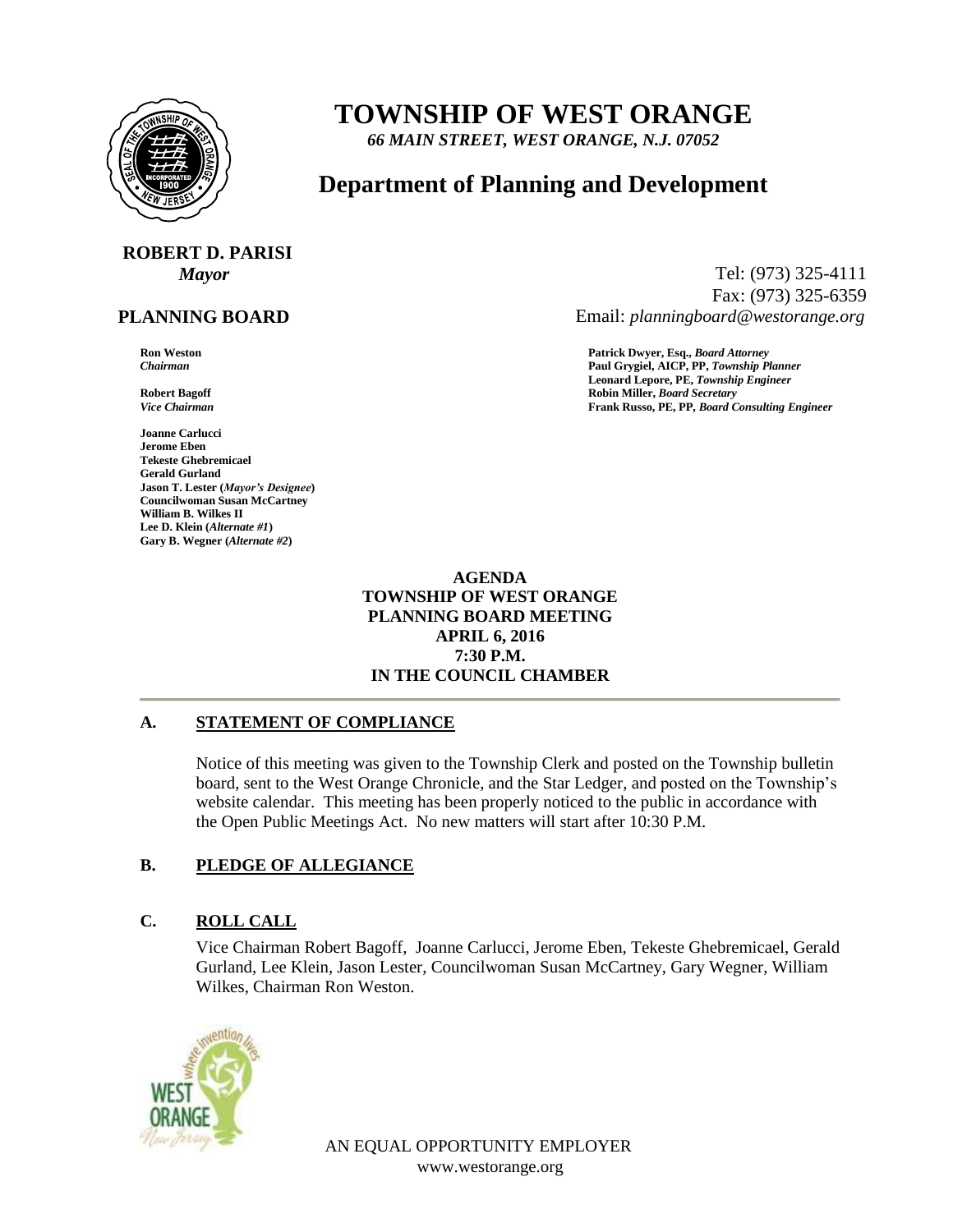# TOWNSHIP OF WEST ORANGE

*66 MAIN STREET, WEST ORANGE, N.J. 07052*

## Department of Planning and Development

**ROBERT D. PARISI**
*Mayor*

Tel: (973) 325-4111
Fax: (973) 325-6359
Email: *planningboard@westorange.org*

**PLANNING BOARD**

**Ron Weston**
*Chairman*

**Robert Bagoff**
*Vice Chairman*

**Joanne Carlucci**
**Jerome Eben**
**Tekeste Ghebremicael**
**Gerald Gurland**
**Jason T. Lester (*Mayor's Designee*)**
**Councilwoman Susan McCartney**
**William B. Wilkes II**
**Lee D. Klein (*Alternate #1*)**
**Gary B. Wegner (*Alternate #2*)**

**Patrick Dwyer, Esq.,** ***Board Attorney***
**Paul Grygiel, AICP, PP,** ***Township Planner***
**Leonard Lepore, PE,** ***Township Engineer***
**Robin Miller,** ***Board Secretary***
**Frank Russo, PE, PP,** ***Board Consulting Engineer***

**AGENDA**
**TOWNSHIP OF WEST ORANGE**
**PLANNING BOARD MEETING**
**APRIL 6, 2016**
**7:30 P.M.**
**IN THE COUNCIL CHAMBER**

---

### A. STATEMENT OF COMPLIANCE

Notice of this meeting was given to the Township Clerk and posted on the Township bulletin board, sent to the West Orange Chronicle, and the Star Ledger, and posted on the Township's website calendar. This meeting has been properly noticed to the public in accordance with the Open Public Meetings Act. No new matters will start after 10:30 P.M.

### B. PLEDGE OF ALLEGIANCE

### C. ROLL CALL

Vice Chairman Robert Bagoff, Joanne Carlucci, Jerome Eben, Tekeste Ghebremicael, Gerald Gurland, Lee Klein, Jason Lester, Councilwoman Susan McCartney, Gary Wegner, William Wilkes, Chairman Ron Weston.

AN EQUAL OPPORTUNITY EMPLOYER
www.westorange.org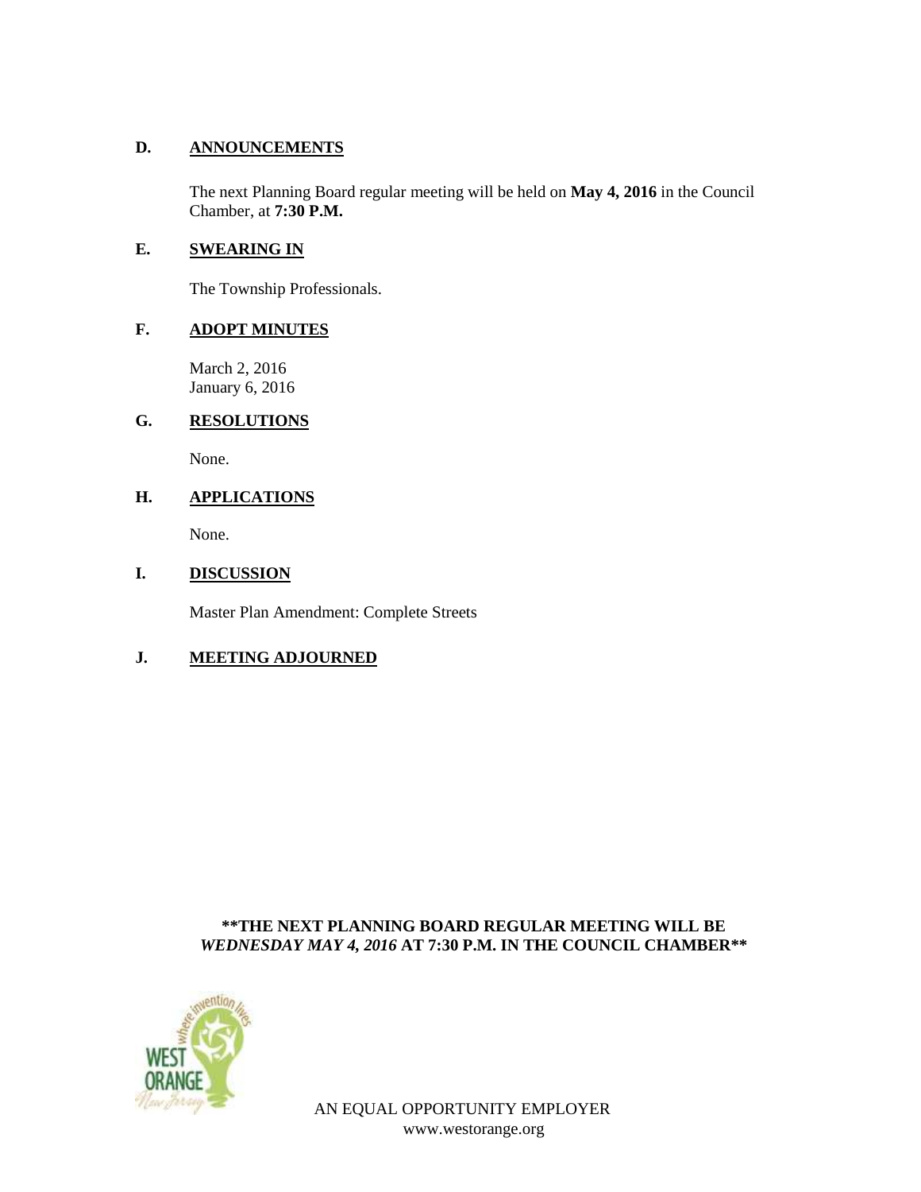## D. ANNOUNCEMENTS

The next Planning Board regular meeting will be held on **May 4, 2016** in the Council Chamber, at **7:30 P.M.**

## E. SWEARING IN

The Township Professionals.

## F. ADOPT MINUTES

March 2, 2016
January 6, 2016

## G. RESOLUTIONS

None.

## H. APPLICATIONS

None.

## I. DISCUSSION

Master Plan Amendment: Complete Streets

## J. MEETING ADJOURNED

**\*\*THE NEXT PLANNING BOARD REGULAR MEETING WILL BE *WEDNESDAY MAY 4, 2016* AT 7:30 P.M. IN THE COUNCIL CHAMBER\*\***

AN EQUAL OPPORTUNITY EMPLOYER
www.westorange.org